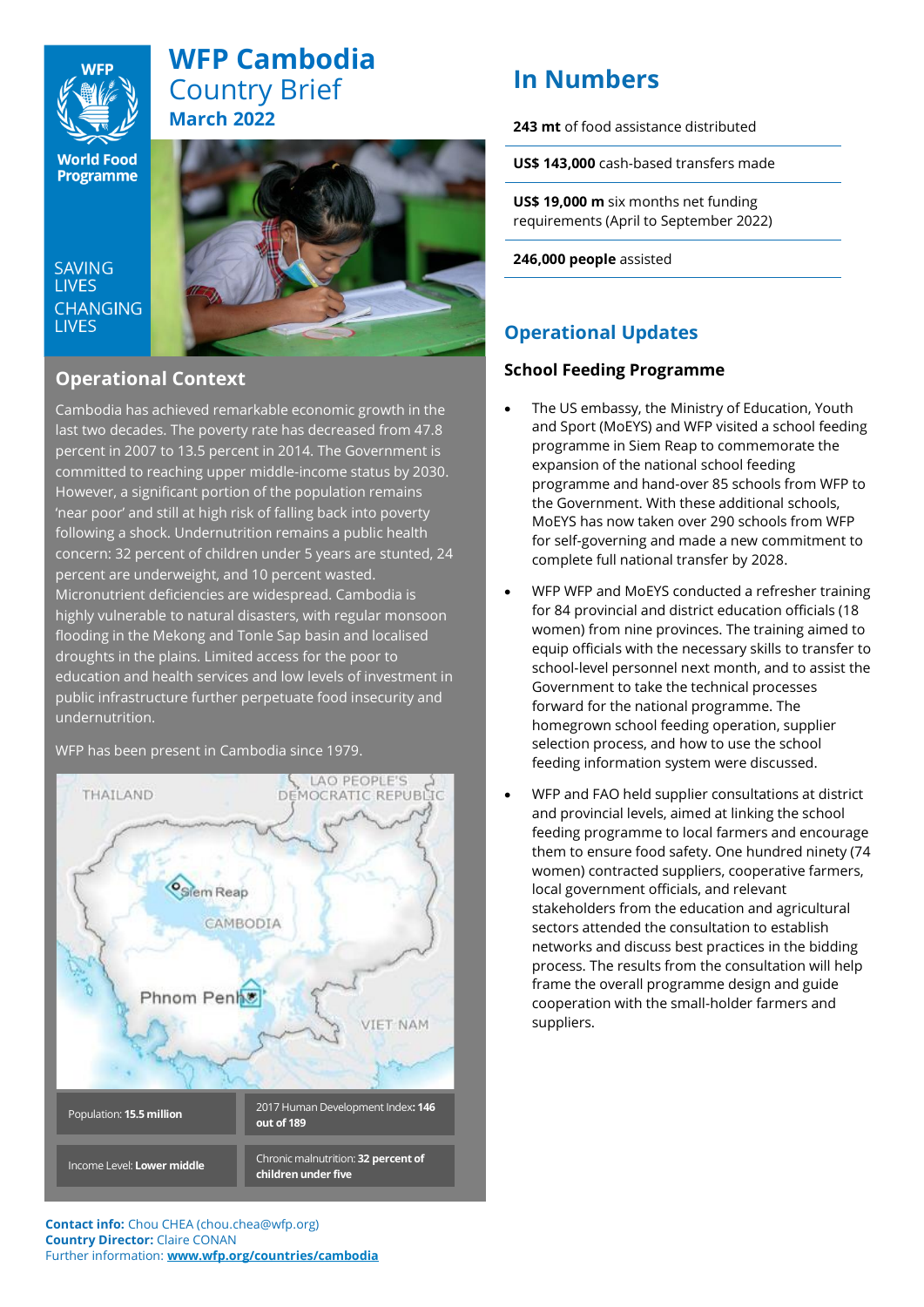# WFP Cambodia

## Country Brief

### March 2022

World Food Programme

SAVING LIVES CHANGING LIVES

## Operational Context

Cambodia has achieved remarkable economic growth in the last two decades. The poverty rate has decreased from 47.8 percent in 2007 to 13.5 percent in 2014. The Government is committed to reaching upper middle-income status by 2030. However, a significant portion of the population remains 'near poor' and still at high risk of falling back into poverty following a shock. Undernutrition remains a public health concern: 32 percent of children under 5 years are stunted, 24 percent are underweight, and 10 percent wasted. Micronutrient deficiencies are widespread. Cambodia is highly vulnerable to natural disasters, with regular monsoon flooding in the Mekong and Tonle Sap basin and localised droughts in the plains. Limited access for the poor to education and health services and low levels of investment in public infrastructure further perpetuate food insecurity and undernutrition.

WFP has been present in Cambodia since 1979.

| Population: **15.5 million** | 2017 Human Development Index: **146 out of 189** |
|---|---|
| Income Level: **Lower middle** | Chronic malnutrition: **32 percent of children under five** |

**Contact info:** Chou CHEA (chou.chea@wfp.org)
**Country Director:** Claire CONAN
Further information: **www.wfp.org/countries/cambodia**

## In Numbers

**243 mt** of food assistance distributed

**US$ 143,000** cash-based transfers made

**US$ 19,000 m** six months net funding requirements (April to September 2022)

**246,000 people** assisted

## Operational Updates

### School Feeding Programme

- The US embassy, the Ministry of Education, Youth and Sport (MoEYS) and WFP visited a school feeding programme in Siem Reap to commemorate the expansion of the national school feeding programme and hand-over 85 schools from WFP to the Government. With these additional schools, MoEYS has now taken over 290 schools from WFP for self-governing and made a new commitment to complete full national transfer by 2028.
- WFP WFP and MoEYS conducted a refresher training for 84 provincial and district education officials (18 women) from nine provinces. The training aimed to equip officials with the necessary skills to transfer to school-level personnel next month, and to assist the Government to take the technical processes forward for the national programme. The homegrown school feeding operation, supplier selection process, and how to use the school feeding information system were discussed.
- WFP and FAO held supplier consultations at district and provincial levels, aimed at linking the school feeding programme to local farmers and encourage them to ensure food safety. One hundred ninety (74 women) contracted suppliers, cooperative farmers, local government officials, and relevant stakeholders from the education and agricultural sectors attended the consultation to establish networks and discuss best practices in the bidding process. The results from the consultation will help frame the overall programme design and guide cooperation with the small-holder farmers and suppliers.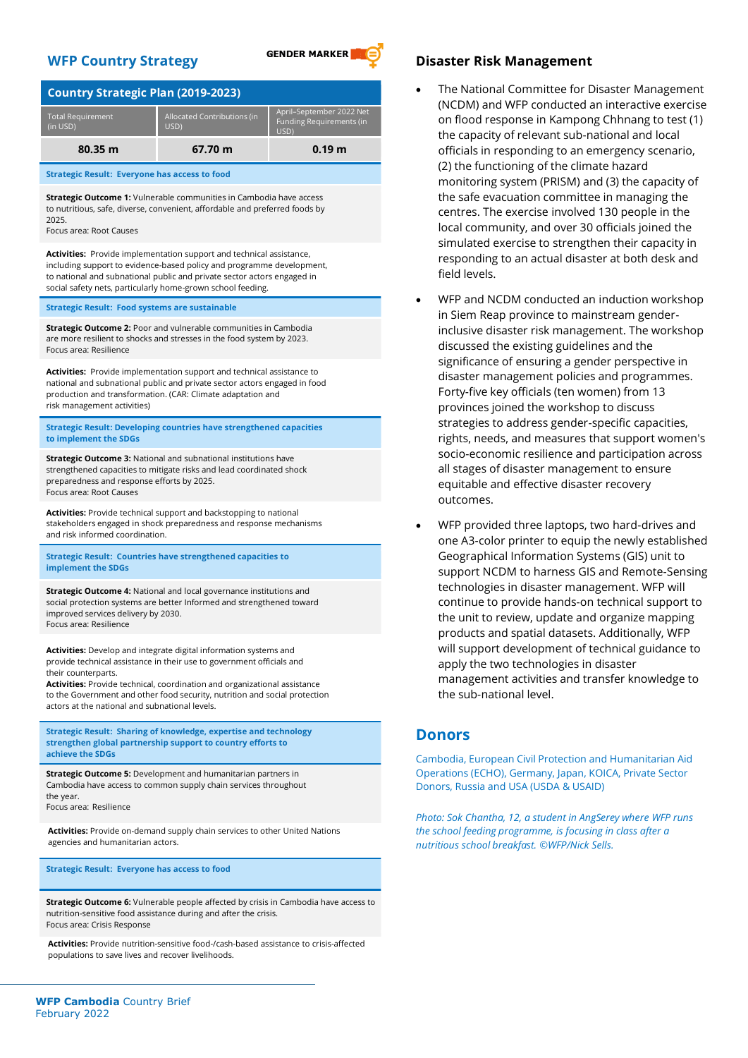## WFP Country Strategy

GENDER MARKER

### Country Strategic Plan (2019-2023)

| Total Requirement (in USD) | Allocated Contributions (in USD) | April–September 2022 Net Funding Requirements (in USD) |
|---|---|---|
| **80.35 m** | **67.70 m** | **0.19 m** |

**Strategic Result: Everyone has access to food**

**Strategic Outcome 1:** Vulnerable communities in Cambodia have access to nutritious, safe, diverse, convenient, affordable and preferred foods by 2025.
Focus area: Root Causes

**Activities:** Provide implementation support and technical assistance, including support to evidence-based policy and programme development, to national and subnational public and private sector actors engaged in social safety nets, particularly home-grown school feeding.

**Strategic Result: Food systems are sustainable**

**Strategic Outcome 2:** Poor and vulnerable communities in Cambodia are more resilient to shocks and stresses in the food system by 2023.
Focus area: Resilience

**Activities:** Provide implementation support and technical assistance to national and subnational public and private sector actors engaged in food production and transformation. (CAR: Climate adaptation and risk management activities)

**Strategic Result: Developing countries have strengthened capacities to implement the SDGs**

**Strategic Outcome 3:** National and subnational institutions have strengthened capacities to mitigate risks and lead coordinated shock preparedness and response efforts by 2025.
Focus area: Root Causes

**Activities:** Provide technical support and backstopping to national stakeholders engaged in shock preparedness and response mechanisms and risk informed coordination.

**Strategic Result: Countries have strengthened capacities to implement the SDGs**

**Strategic Outcome 4:** National and local governance institutions and social protection systems are better Informed and strengthened toward improved services delivery by 2030.
Focus area: Resilience

**Activities:** Develop and integrate digital information systems and provide technical assistance in their use to government officials and their counterparts.
**Activities:** Provide technical, coordination and organizational assistance to the Government and other food security, nutrition and social protection actors at the national and subnational levels.

**Strategic Result: Sharing of knowledge, expertise and technology strengthen global partnership support to country efforts to achieve the SDGs**

**Strategic Outcome 5:** Development and humanitarian partners in Cambodia have access to common supply chain services throughout the year.
Focus area: Resilience

**Activities:** Provide on-demand supply chain services to other United Nations agencies and humanitarian actors.

**Strategic Result: Everyone has access to food**

**Strategic Outcome 6:** Vulnerable people affected by crisis in Cambodia have access to nutrition-sensitive food assistance during and after the crisis.
Focus area: Crisis Response

**Activities:** Provide nutrition-sensitive food-/cash-based assistance to crisis-affected populations to save lives and recover livelihoods.

## Disaster Risk Management

- The National Committee for Disaster Management (NCDM) and WFP conducted an interactive exercise on flood response in Kampong Chhnang to test (1) the capacity of relevant sub-national and local officials in responding to an emergency scenario, (2) the functioning of the climate hazard monitoring system (PRISM) and (3) the capacity of the safe evacuation committee in managing the centres. The exercise involved 130 people in the local community, and over 30 officials joined the simulated exercise to strengthen their capacity in responding to an actual disaster at both desk and field levels.
- WFP and NCDM conducted an induction workshop in Siem Reap province to mainstream gender-inclusive disaster risk management. The workshop discussed the existing guidelines and the significance of ensuring a gender perspective in disaster management policies and programmes. Forty-five key officials (ten women) from 13 provinces joined the workshop to discuss strategies to address gender-specific capacities, rights, needs, and measures that support women's socio-economic resilience and participation across all stages of disaster management to ensure equitable and effective disaster recovery outcomes.
- WFP provided three laptops, two hard-drives and one A3-color printer to equip the newly established Geographical Information Systems (GIS) unit to support NCDM to harness GIS and Remote-Sensing technologies in disaster management. WFP will continue to provide hands-on technical support to the unit to review, update and organize mapping products and spatial datasets. Additionally, WFP will support development of technical guidance to apply the two technologies in disaster management activities and transfer knowledge to the sub-national level.

## Donors

Cambodia, European Civil Protection and Humanitarian Aid Operations (ECHO), Germany, Japan, KOICA, Private Sector Donors, Russia and USA (USDA & USAID)

*Photo: Sok Chantha, 12, a student in AngSerey where WFP runs the school feeding programme, is focusing in class after a nutritious school breakfast. ©WFP/Nick Sells.*